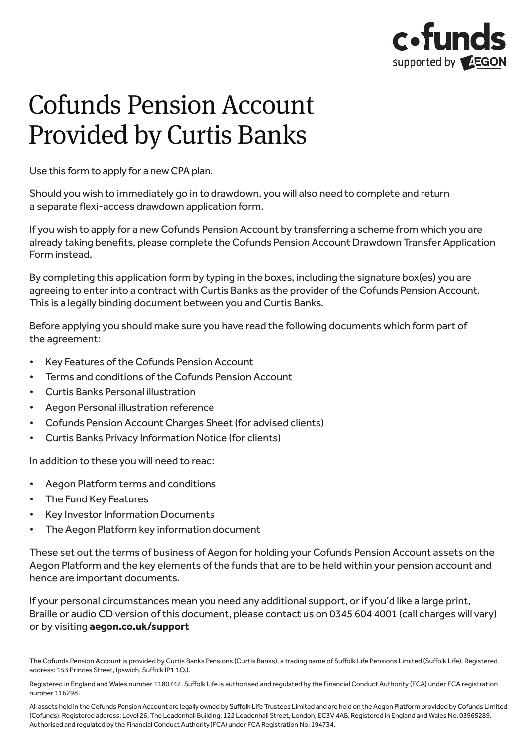# Cofunds Pension Account Provided by Curtis Banks

Use this form to apply for a new CPA plan.

Should you wish to immediately go in to drawdown, you will also need to complete and return a separate flexi-access drawdown application form.

If you wish to apply for a new Cofunds Pension Account by transferring a scheme from which you are already taking benefits, please complete the Cofunds Pension Account Drawdown Transfer Application Form instead.

By completing this application form by typing in the boxes, including the signature box(es) you are agreeing to enter into a contract with Curtis Banks as the provider of the Cofunds Pension Account. This is a legally binding document between you and Curtis Banks.

Before applying you should make sure you have read the following documents which form part of the agreement:

- Key Features of the Cofunds Pension Account
- Terms and conditions of the Cofunds Pension Account
- Curtis Banks Personal illustration
- Aegon Personal illustration reference
- Cofunds Pension Account Charges Sheet (for advised clients)
- Curtis Banks Privacy Information Notice (for clients)

In addition to these you will need to read:

- Aegon Platform terms and conditions
- The Fund Key Features
- Key Investor Information Documents
- The Aegon Platform key information document

These set out the terms of business of Aegon for holding your Cofunds Pension Account assets on the Aegon Platform and the key elements of the funds that are to be held within your pension account and hence are important documents.

If your personal circumstances mean you need any additional support, or if you'd like a large print, Braille or audio CD version of this document, please contact us on 0345 604 4001 (call charges will vary) or by visiting **aegon.co.uk/support**

The Cofunds Pension Account is provided by Curtis Banks Pensions (Curtis Banks), a trading name of Suffolk Life Pensions Limited (Suffolk Life). Registered address: 153 Princes Street, Ipswich, Suffolk IP1 1QJ.

Registered in England and Wales number 1180742. Suffolk Life is authorised and regulated by the Financial Conduct Authority (FCA) under FCA registration number 116298.

All assets held in the Cofunds Pension Account are legally owned by Suffolk Life Trustees Limited and are held on the Aegon Platform provided by Cofunds Limited (Cofunds). Registered address: Level 26, The Leadenhall Building, 122 Leadenhall Street, London, EC3V 4AB. Registered in England and Wales No. 03965289. Authorised and regulated by the Financial Conduct Authority (FCA) under FCA Registration No. 194734.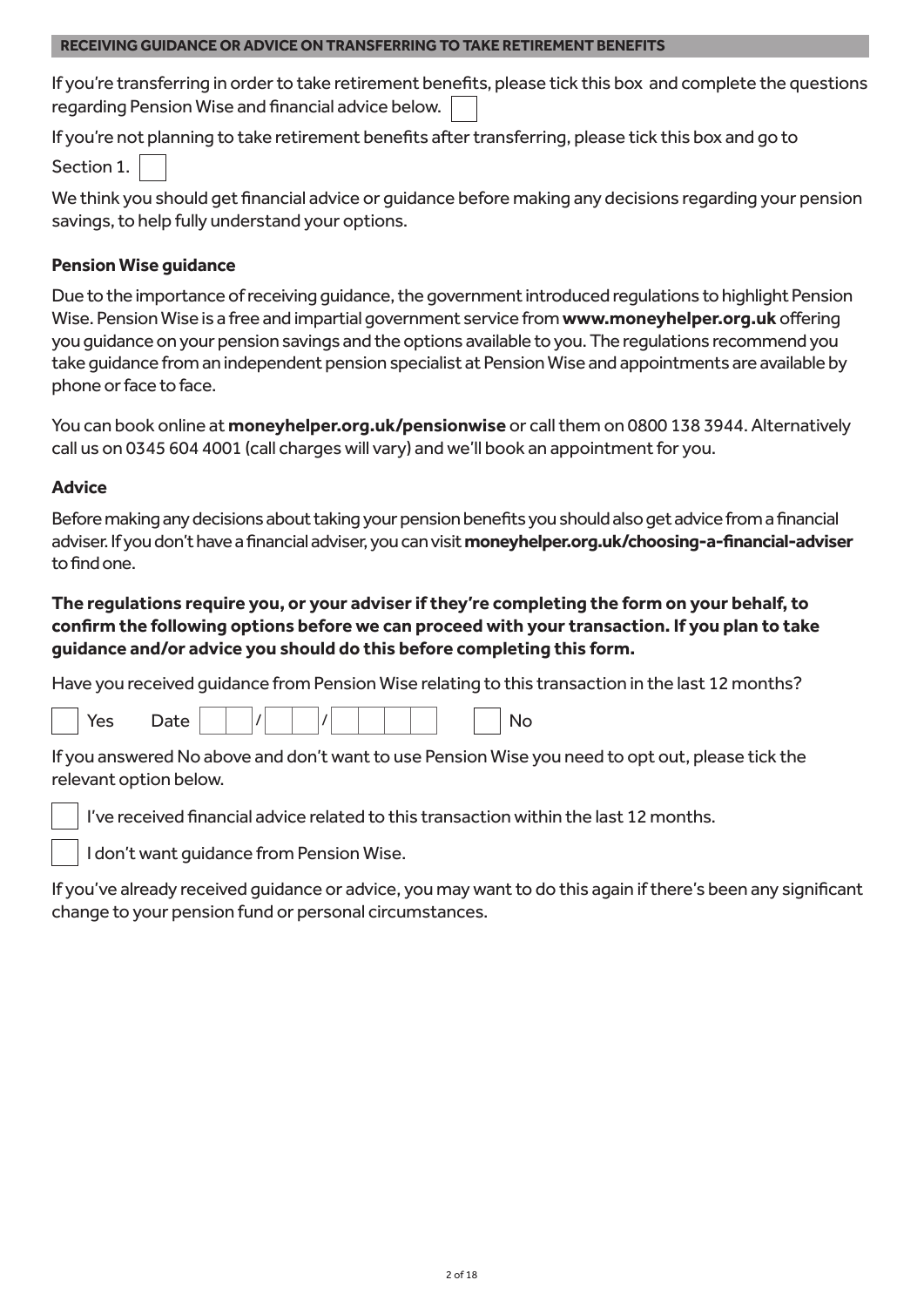## RECEIVING GUIDANCE OR ADVICE ON TRANSFERRING TO TAKE RETIREMENT BENEFITS

If you're transferring in order to take retirement benefits, please tick this box and complete the questions regarding Pension Wise and financial advice below. ☐

If you're not planning to take retirement benefits after transferring, please tick this box and go to Section 1. ☐

We think you should get financial advice or guidance before making any decisions regarding your pension savings, to help fully understand your options.

### Pension Wise guidance

Due to the importance of receiving guidance, the government introduced regulations to highlight Pension Wise. Pension Wise is a free and impartial government service from **www.moneyhelper.org.uk** offering you guidance on your pension savings and the options available to you. The regulations recommend you take guidance from an independent pension specialist at Pension Wise and appointments are available by phone or face to face.

You can book online at **moneyhelper.org.uk/pensionwise** or call them on 0800 138 3944. Alternatively call us on 0345 604 4001 (call charges will vary) and we'll book an appointment for you.

### Advice

Before making any decisions about taking your pension benefits you should also get advice from a financial adviser. If you don't have a financial adviser, you can visit **moneyhelper.org.uk/choosing-a-financial-adviser** to find one.

**The regulations require you, or your adviser if they're completing the form on your behalf, to confirm the following options before we can proceed with your transaction. If you plan to take guidance and/or advice you should do this before completing this form.**

Have you received guidance from Pension Wise relating to this transaction in the last 12 months?

☐ Yes Date ☐☐ / ☐☐ / ☐☐☐☐ ☐ No

If you answered No above and don't want to use Pension Wise you need to opt out, please tick the relevant option below.

☐ I've received financial advice related to this transaction within the last 12 months.

☐ I don't want guidance from Pension Wise.

If you've already received guidance or advice, you may want to do this again if there's been any significant change to your pension fund or personal circumstances.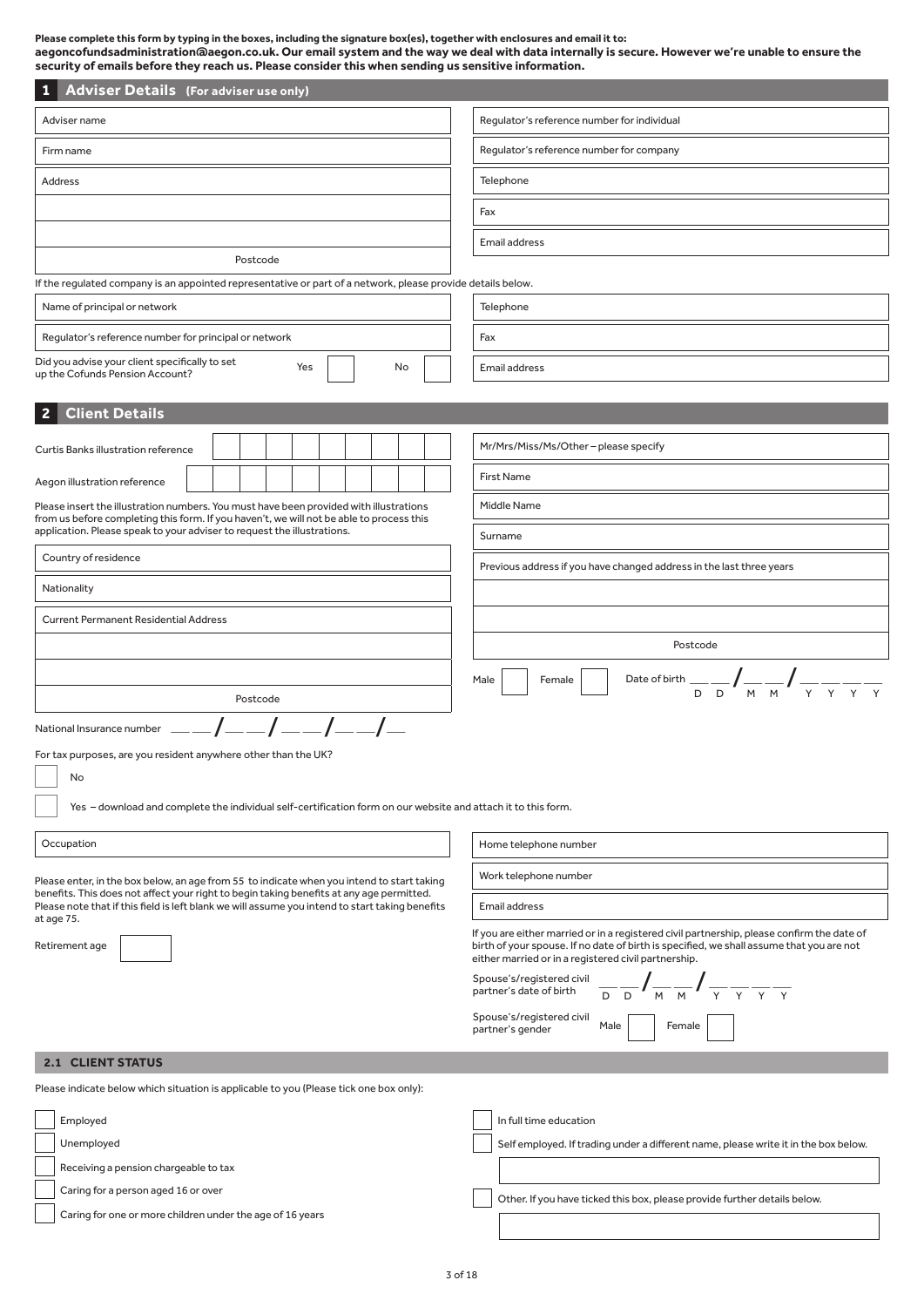**Please complete this form by typing in the boxes, including the signature box(es), together with enclosures and email it to: aegoncofundsadministration@aegon.co.uk. Our email system and the way we deal with data internally is secure. However we're unable to ensure the security of emails before they reach us. Please consider this when sending us sensitive information.**

## 1 Adviser Details (For adviser use only)

Adviser name

Firm name

Address

Postcode

Regulator's reference number for individual

Regulator's reference number for company

Telephone

Fax

Email address

If the regulated company is an appointed representative or part of a network, please provide details below.

Name of principal or network

Regulator's reference number for principal or network

Did you advise your client specifically to set up the Cofunds Pension Account? Yes ☐ No ☐

Telephone

Fax

Email address

## 2 Client Details

Curtis Banks illustration reference

Aegon illustration reference

Please insert the illustration numbers. You must have been provided with illustrations from us before completing this form. If you haven't, we will not be able to process this application. Please speak to your adviser to request the illustrations.

Country of residence

Nationality

Current Permanent Residential Address

Postcode

Mr/Mrs/Miss/Ms/Other – please specify

First Name

Middle Name

Surname

Previous address if you have changed address in the last three years

Postcode

Male ☐ Female ☐ Date of birth __ __ / __ __ / __ __ __ __ (D D / M M / Y Y Y Y)

National Insurance number __ __ / __ __ / __ __ / __ __ / __

For tax purposes, are you resident anywhere other than the UK?

☐ No

☐ Yes – download and complete the individual self-certification form on our website and attach it to this form.

Occupation

Please enter, in the box below, an age from 55 to indicate when you intend to start taking benefits. This does not affect your right to begin taking benefits at any age permitted. Please note that if this field is left blank we will assume you intend to start taking benefits at age 75.

Retirement age

Home telephone number

Work telephone number

Email address

If you are either married or in a registered civil partnership, please confirm the date of birth of your spouse. If no date of birth is specified, we shall assume that you are not either married or in a registered civil partnership.

Spouse's/registered civil partner's date of birth __ __ / __ __ / __ __ __ __ (D D / M M / Y Y Y Y)

Spouse's/registered civil partner's gender Male ☐ Female ☐

### 2.1 CLIENT STATUS

Please indicate below which situation is applicable to you (Please tick one box only):

☐ Employed

☐ Unemployed

☐ Receiving a pension chargeable to tax

☐ Caring for a person aged 16 or over

☐ Caring for one or more children under the age of 16 years

☐ In full time education

☐ Self employed. If trading under a different name, please write it in the box below.

☐ Other. If you have ticked this box, please provide further details below.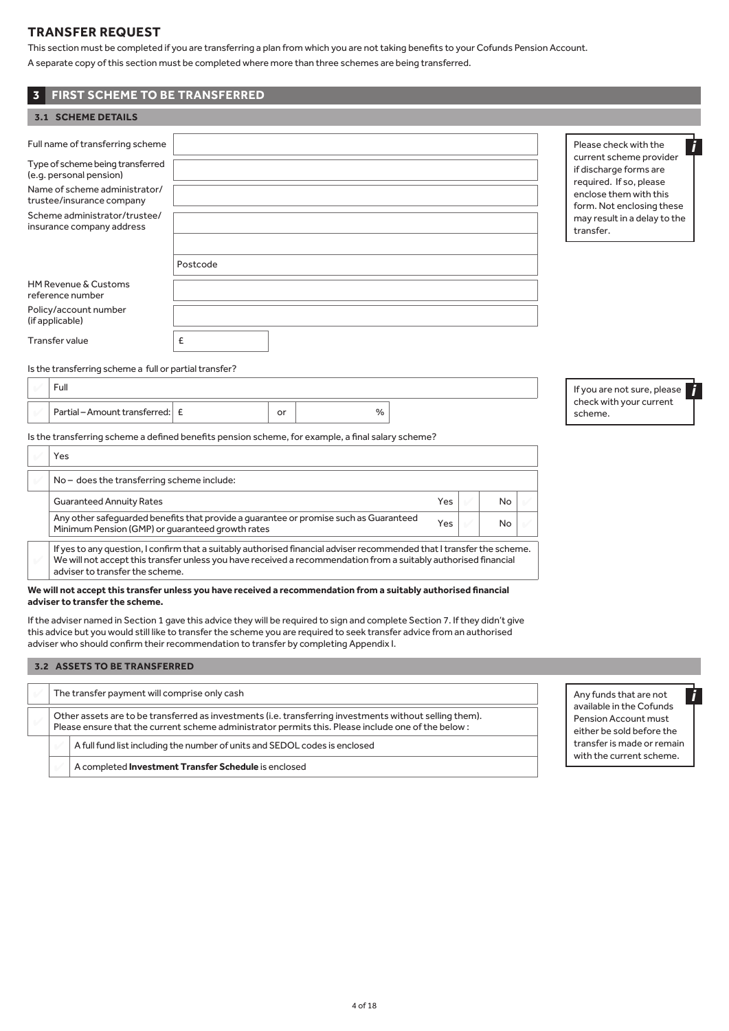## TRANSFER REQUEST

This section must be completed if you are transferring a plan from which you are not taking benefits to your Cofunds Pension Account.

A separate copy of this section must be completed where more than three schemes are being transferred.

## 3 FIRST SCHEME TO BE TRANSFERRED

### 3.1 SCHEME DETAILS

| | |
|---|---|
| Full name of transferring scheme | |
| Type of scheme being transferred (e.g. personal pension) | |
| Name of scheme administrator/ trustee/insurance company | |
| Scheme administrator/trustee/ insurance company address | |
| | |
| | Postcode |
| HM Revenue & Customs reference number | |
| Policy/account number (if applicable) | |
| Transfer value | £ |

*i* Please check with the current scheme provider if discharge forms are required. If so, please enclose them with this form. Not enclosing these may result in a delay to the transfer.

Is the transferring scheme a full or partial transfer?

- [ ] Full
- [ ] Partial – Amount transferred: £ ______ or ______ %

*i* If you are not sure, please check with your current scheme.

Is the transferring scheme a defined benefits pension scheme, for example, a final salary scheme?

- [ ] Yes
- [ ] No – does the transferring scheme include:

| | Yes | | No | |
|---|---|---|---|---|
| Guaranteed Annuity Rates | Yes | ☐ | No | ☐ |
| Any other safeguarded benefits that provide a guarantee or promise such as Guaranteed Minimum Pension (GMP) or guaranteed growth rates | Yes | ☐ | No | ☐ |

- [ ] If yes to any question, I confirm that a suitably authorised financial adviser recommended that I transfer the scheme. We will not accept this transfer unless you have received a recommendation from a suitably authorised financial adviser to transfer the scheme.

**We will not accept this transfer unless you have received a recommendation from a suitably authorised financial adviser to transfer the scheme.**

If the adviser named in Section 1 gave this advice they will be required to sign and complete Section 7. If they didn't give this advice but you would still like to transfer the scheme you are required to seek transfer advice from an authorised adviser who should confirm their recommendation to transfer by completing Appendix I.

### 3.2 ASSETS TO BE TRANSFERRED

- [ ] The transfer payment will comprise only cash
- [ ] Other assets are to be transferred as investments (i.e. transferring investments without selling them). Please ensure that the current scheme administrator permits this. Please include one of the below :
  - [ ] A full fund list including the number of units and SEDOL codes is enclosed
  - [ ] A completed **Investment Transfer Schedule** is enclosed

*i* Any funds that are not available in the Cofunds Pension Account must either be sold before the transfer is made or remain with the current scheme.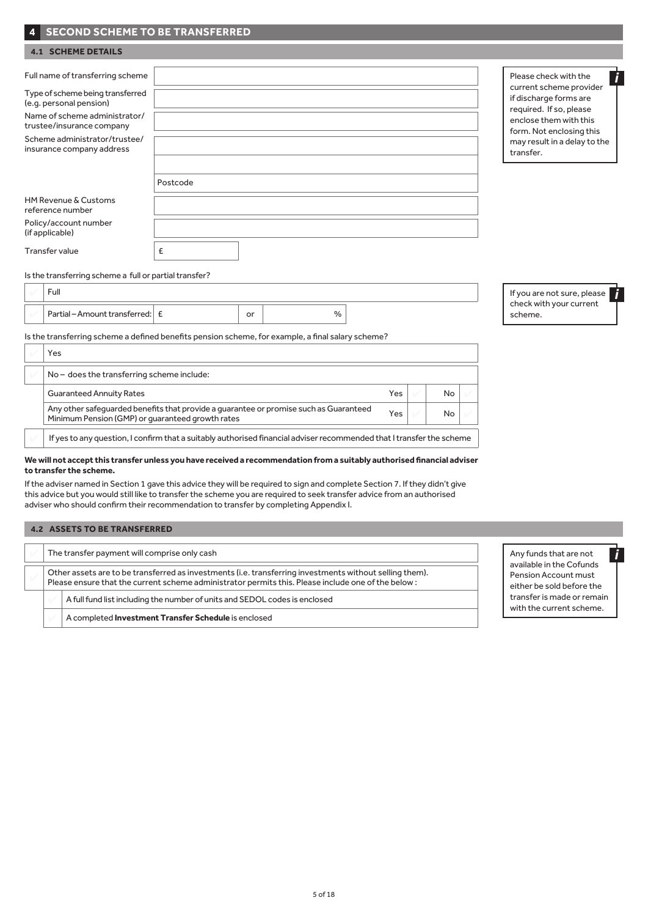## 4 SECOND SCHEME TO BE TRANSFERRED

### 4.1 SCHEME DETAILS

| | |
|---|---|
| Full name of transferring scheme | |
| Type of scheme being transferred (e.g. personal pension) | |
| Name of scheme administrator/ trustee/insurance company | |
| Scheme administrator/trustee/ insurance company address | |
| | |
| | Postcode |
| HM Revenue & Customs reference number | |
| Policy/account number (if applicable) | |
| Transfer value | £ |

Please check with the current scheme provider if discharge forms are required. If so, please enclose them with this form. Not enclosing this may result in a delay to the transfer.

Is the transferring scheme a full or partial transfer?

- ☐ Full
- ☐ Partial – Amount transferred: £ or %

If you are not sure, please check with your current scheme.

Is the transferring scheme a defined benefits pension scheme, for example, a final salary scheme?

- ☐ Yes
- ☐ No – does the transferring scheme include:

| | | | | |
|---|---|---|---|---|
| Guaranteed Annuity Rates | Yes | ☐ | No | ☐ |
| Any other safeguarded benefits that provide a guarantee or promise such as Guaranteed Minimum Pension (GMP) or guaranteed growth rates | Yes | ☐ | No | ☐ |

- ☐ If yes to any question, I confirm that a suitably authorised financial adviser recommended that I transfer the scheme

**We will not accept this transfer unless you have received a recommendation from a suitably authorised financial adviser to transfer the scheme.**

If the adviser named in Section 1 gave this advice they will be required to sign and complete Section 7. If they didn't give this advice but you would still like to transfer the scheme you are required to seek transfer advice from an authorised adviser who should confirm their recommendation to transfer by completing Appendix I.

### 4.2 ASSETS TO BE TRANSFERRED

- ☐ The transfer payment will comprise only cash
- ☐ Other assets are to be transferred as investments (i.e. transferring investments without selling them). Please ensure that the current scheme administrator permits this. Please include one of the below :
  - ☐ A full fund list including the number of units and SEDOL codes is enclosed
  - ☐ A completed **Investment Transfer Schedule** is enclosed

Any funds that are not available in the Cofunds Pension Account must either be sold before the transfer is made or remain with the current scheme.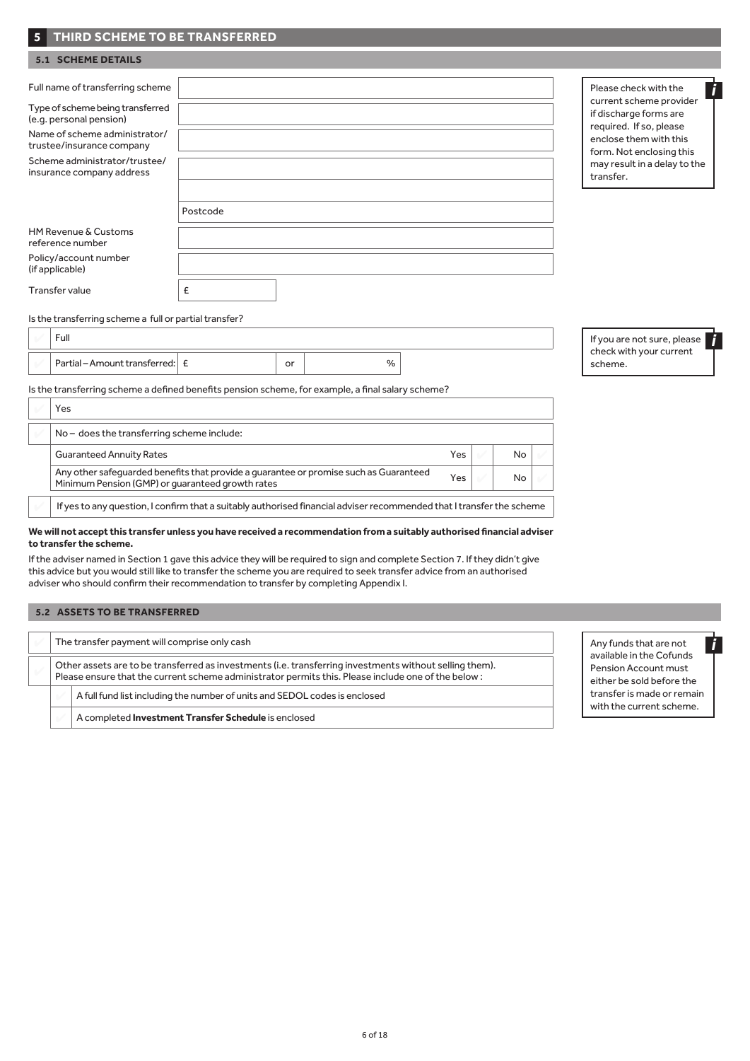## 5 THIRD SCHEME TO BE TRANSFERRED

### 5.1 SCHEME DETAILS

| | |
|---|---|
| Full name of transferring scheme | |
| Type of scheme being transferred (e.g. personal pension) | |
| Name of scheme administrator/ trustee/insurance company | |
| Scheme administrator/trustee/ insurance company address | |
| | |
| | Postcode |
| HM Revenue & Customs reference number | |
| Policy/account number (if applicable) | |
| Transfer value | £ |

Please check with the current scheme provider if discharge forms are required. If so, please enclose them with this form. Not enclosing this may result in a delay to the transfer.

Is the transferring scheme a full or partial transfer?

- Full
- Partial – Amount transferred: £ or %

If you are not sure, please check with your current scheme.

Is the transferring scheme a defined benefits pension scheme, for example, a final salary scheme?

- Yes
- No – does the transferring scheme include:

| | Yes | No |
|---|---|---|
| Guaranteed Annuity Rates | | |
| Any other safeguarded benefits that provide a guarantee or promise such as Guaranteed Minimum Pension (GMP) or guaranteed growth rates | | |

- If yes to any question, I confirm that a suitably authorised financial adviser recommended that I transfer the scheme

**We will not accept this transfer unless you have received a recommendation from a suitably authorised financial adviser to transfer the scheme.**

If the adviser named in Section 1 gave this advice they will be required to sign and complete Section 7. If they didn't give this advice but you would still like to transfer the scheme you are required to seek transfer advice from an authorised adviser who should confirm their recommendation to transfer by completing Appendix I.

### 5.2 ASSETS TO BE TRANSFERRED

- The transfer payment will comprise only cash
- Other assets are to be transferred as investments (i.e. transferring investments without selling them). Please ensure that the current scheme administrator permits this. Please include one of the below :
  - A full fund list including the number of units and SEDOL codes is enclosed
  - A completed **Investment Transfer Schedule** is enclosed

Any funds that are not available in the Cofunds Pension Account must either be sold before the transfer is made or remain with the current scheme.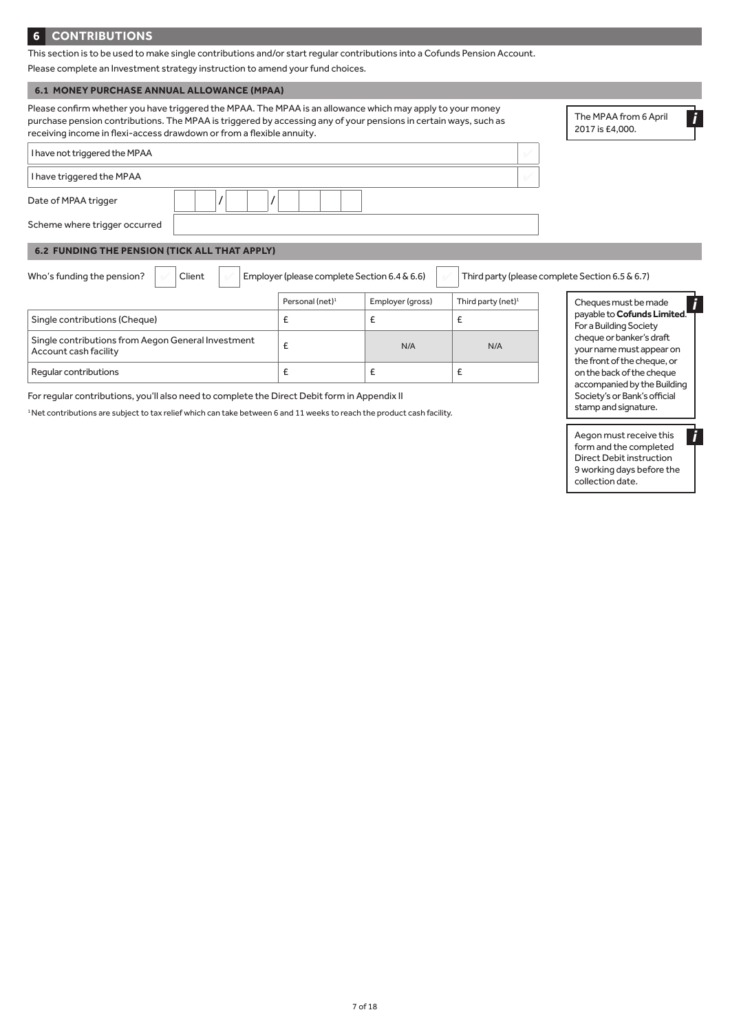## 6 CONTRIBUTIONS

This section is to be used to make single contributions and/or start regular contributions into a Cofunds Pension Account.

Please complete an Investment strategy instruction to amend your fund choices.

### 6.1 MONEY PURCHASE ANNUAL ALLOWANCE (MPAA)

Please confirm whether you have triggered the MPAA. The MPAA is an allowance which may apply to your money purchase pension contributions. The MPAA is triggered by accessing any of your pensions in certain ways, such as receiving income in flexi-access drawdown or from a flexible annuity.

> The MPAA from 6 April 2017 is £4,000.

- [ ] I have not triggered the MPAA
- [ ] I have triggered the MPAA

Date of MPAA trigger: __ __ / __ __ / __ __ __ __

Scheme where trigger occurred: ____________________

### 6.2 FUNDING THE PENSION (TICK ALL THAT APPLY)

Who's funding the pension?

- [ ] Client
- [ ] Employer (please complete Section 6.4 & 6.6)
- [ ] Third party (please complete Section 6.5 & 6.7)

| | Personal (net)[1] | Employer (gross) | Third party (net)[1] |
|---|---|---|---|
| Single contributions (Cheque) | £ | £ | £ |
| Single contributions from Aegon General Investment Account cash facility | £ | N/A | N/A |
| Regular contributions | £ | £ | £ |

> Cheques must be made payable to **Cofunds Limited**. For a Building Society cheque or banker's draft your name must appear on the front of the cheque, or on the back of the cheque accompanied by the Building Society's or Bank's official stamp and signature.

For regular contributions, you'll also need to complete the Direct Debit form in Appendix II

[1] Net contributions are subject to tax relief which can take between 6 and 11 weeks to reach the product cash facility.

> Aegon must receive this form and the completed Direct Debit instruction 9 working days before the collection date.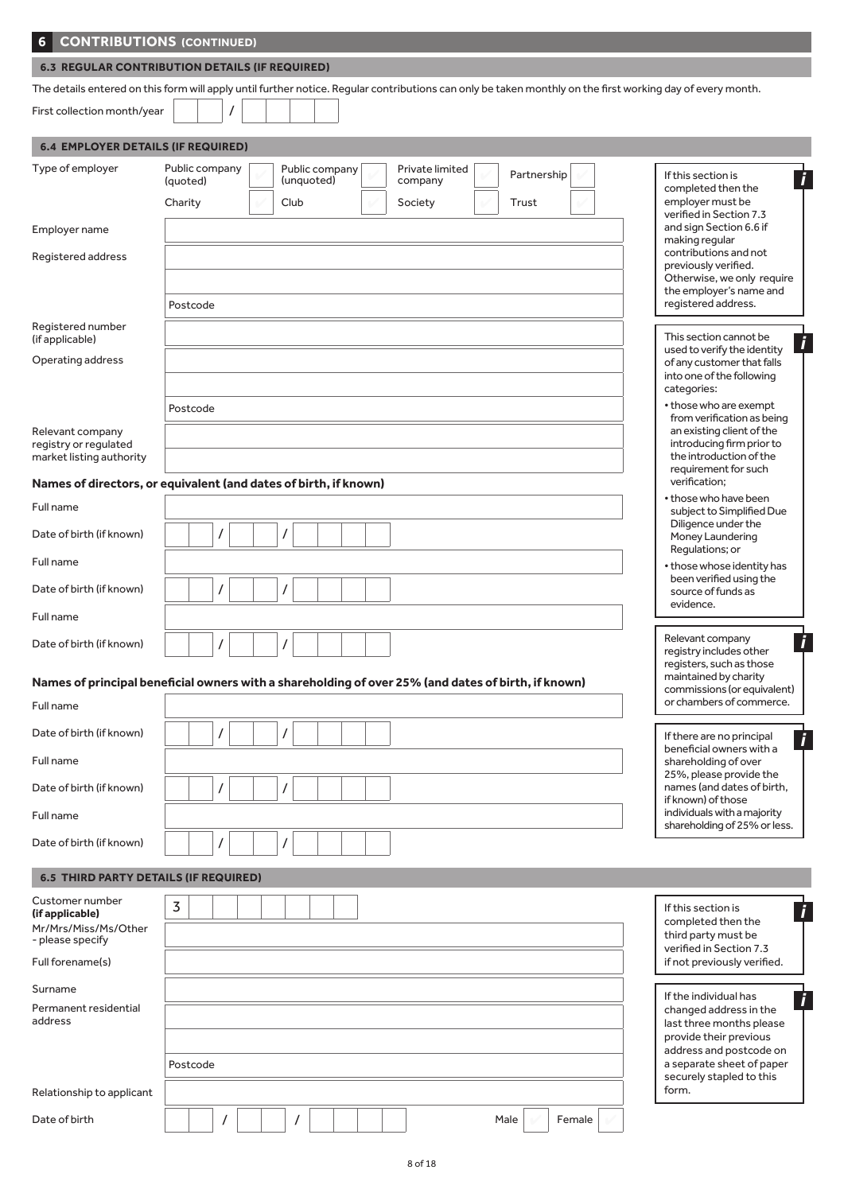## 6 CONTRIBUTIONS (CONTINUED)

### 6.3 REGULAR CONTRIBUTION DETAILS (IF REQUIRED)

The details entered on this form will apply until further notice. Regular contributions can only be taken monthly on the first working day of every month.

First collection month/year ☐☐ / ☐☐☐☐

### 6.4 EMPLOYER DETAILS (IF REQUIRED)

Type of employer

- Public company (quoted) ☐
- Public company (unquoted) ☐
- Private limited company ☐
- Partnership ☐
- Charity ☐
- Club ☐
- Society ☐
- Trust ☐

Employer name

Registered address

Postcode

Registered number (if applicable)

Operating address

Postcode

Relevant company registry or regulated market listing authority

**Names of directors, or equivalent (and dates of birth, if known)**

Full name

Date of birth (if known) ☐☐ / ☐☐ / ☐☐☐☐

Full name

Date of birth (if known) ☐☐ / ☐☐ / ☐☐☐☐

Full name

Date of birth (if known) ☐☐ / ☐☐ / ☐☐☐☐

**Names of principal beneficial owners with a shareholding of over 25% (and dates of birth, if known)**

Full name

Date of birth (if known) ☐☐ / ☐☐ / ☐☐☐☐

Full name

Date of birth (if known) ☐☐ / ☐☐ / ☐☐☐☐

Full name

Date of birth (if known) ☐☐ / ☐☐ / ☐☐☐☐

> *i* If this section is completed then the employer must be verified in Section 7.3 and sign Section 6.6 if making regular contributions and not previously verified. Otherwise, we only require the employer's name and registered address.

> *i* This section cannot be used to verify the identity of any customer that falls into one of the following categories:
> - those who are exempt from verification as being an existing client of the introducing firm prior to the introduction of the requirement for such verification;
> - those who have been subject to Simplified Due Diligence under the Money Laundering Regulations; or
> - those whose identity has been verified using the source of funds as evidence.

> *i* Relevant company registry includes other registers, such as those maintained by charity commissions (or equivalent) or chambers of commerce.

> *i* If there are no principal beneficial owners with a shareholding of over 25%, please provide the names (and dates of birth, if known) of those individuals with a majority shareholding of 25% or less.

### 6.5 THIRD PARTY DETAILS (IF REQUIRED)

Customer number **(if applicable)** 3☐☐☐☐☐☐☐

Mr/Mrs/Miss/Ms/Other - please specify

Full forename(s)

Surname

Permanent residential address

Postcode

Relationship to applicant

Date of birth ☐☐ / ☐☐ / ☐☐☐☐ Male ☐ Female ☐

> *i* If this section is completed then the third party must be verified in Section 7.3 if not previously verified.

> *i* If the individual has changed address in the last three months please provide their previous address and postcode on a separate sheet of paper securely stapled to this form.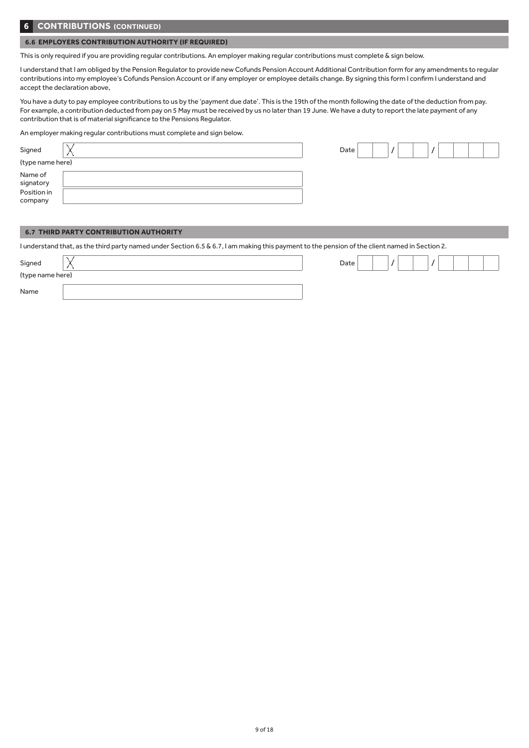## 6 CONTRIBUTIONS (CONTINUED)

### 6.6 EMPLOYERS CONTRIBUTION AUTHORITY (IF REQUIRED)

This is only required if you are providing regular contributions. An employer making regular contributions must complete & sign below.

I understand that I am obliged by the Pension Regulator to provide new Cofunds Pension Account Additional Contribution form for any amendments to regular contributions into my employee's Cofunds Pension Account or if any employer or employee details change. By signing this form I confirm I understand and accept the declaration above,

You have a duty to pay employee contributions to us by the 'payment due date'. This is the 19th of the month following the date of the deduction from pay. For example, a contribution deducted from pay on 5 May must be received by us no later than 19 June. We have a duty to report the late payment of any contribution that is of material significance to the Pensions Regulator.

An employer making regular contributions must complete and sign below.

Signed (type name here) X

Date __ __ / __ __ / __ __ __ __

Name of signatory

Position in company

### 6.7 THIRD PARTY CONTRIBUTION AUTHORITY

I understand that, as the third party named under Section 6.5 & 6.7, I am making this payment to the pension of the client named in Section 2.

Signed (type name here) X

Date __ __ / __ __ / __ __ __ __

Name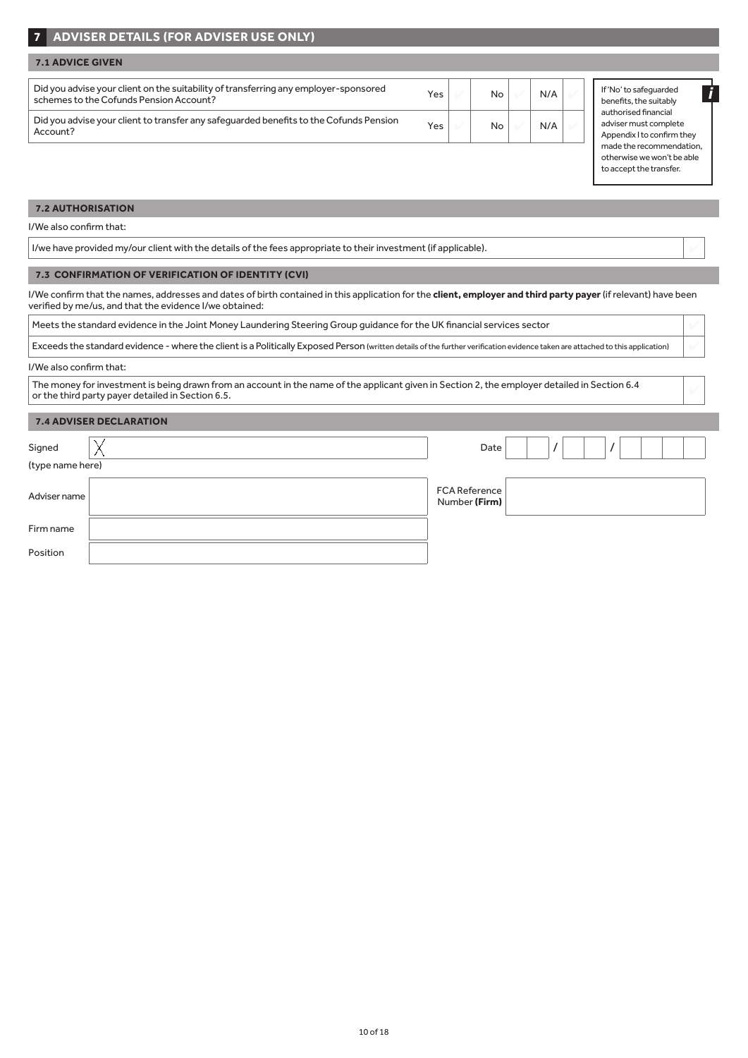## 7 ADVISER DETAILS (FOR ADVISER USE ONLY)

### 7.1 ADVICE GIVEN

| | Yes | | No | | N/A | |
|---|---|---|---|---|---|---|
| Did you advise your client on the suitability of transferring any employer-sponsored schemes to the Cofunds Pension Account? | Yes | | No | | N/A | |
| Did you advise your client to transfer any safeguarded benefits to the Cofunds Pension Account? | Yes | | No | | N/A | |

*If 'No' to safeguarded benefits, the suitably authorised financial adviser must complete Appendix I to confirm they made the recommendation, otherwise we won't be able to accept the transfer.*

### 7.2 AUTHORISATION

I/We also confirm that:

| | |
|---|---|
| I/we have provided my/our client with the details of the fees appropriate to their investment (if applicable). | |

### 7.3 CONFIRMATION OF VERIFICATION OF IDENTITY (CVI)

I/We confirm that the names, addresses and dates of birth contained in this application for the **client, employer and third party payer** (if relevant) have been verified by me/us, and that the evidence I/we obtained:

| | |
|---|---|
| Meets the standard evidence in the Joint Money Laundering Steering Group guidance for the UK financial services sector | |
| Exceeds the standard evidence - where the client is a Politically Exposed Person (written details of the further verification evidence taken are attached to this application) | |

I/We also confirm that:

| | |
|---|---|
| The money for investment is being drawn from an account in the name of the applicant given in Section 2, the employer detailed in Section 6.4 or the third party payer detailed in Section 6.5. | |

### 7.4 ADVISER DECLARATION

Signed (type name here) X

Date ___ / ___ / _____

Adviser name

FCA Reference Number **(Firm)**

Firm name

Position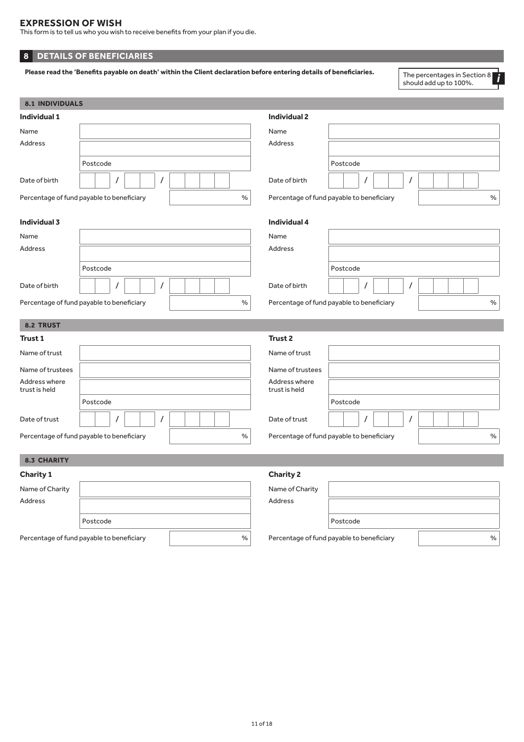# EXPRESSION OF WISH

This form is to tell us who you wish to receive benefits from your plan if you die.

## 8 DETAILS OF BENEFICIARIES

**Please read the 'Benefits payable on death' within the Client declaration before entering details of beneficiaries.**

The percentages in Section 8 should add up to 100%.

### 8.1 INDIVIDUALS

**Individual 1**

Name

Address

Postcode

Date of birth / /

Percentage of fund payable to beneficiary %

**Individual 2**

Name

Address

Postcode

Date of birth / /

Percentage of fund payable to beneficiary %

**Individual 3**

Name

Address

Postcode

Date of birth / /

Percentage of fund payable to beneficiary %

**Individual 4**

Name

Address

Postcode

Date of birth / /

Percentage of fund payable to beneficiary %

### 8.2 TRUST

**Trust 1**

Name of trust

Name of trustees

Address where trust is held

Postcode

Date of trust / /

Percentage of fund payable to beneficiary %

**Trust 2**

Name of trust

Name of trustees

Address where trust is held

Postcode

Date of trust / /

Percentage of fund payable to beneficiary %

### 8.3 CHARITY

**Charity 1**

Name of Charity

Address

Postcode

Percentage of fund payable to beneficiary %

**Charity 2**

Name of Charity

Address

Postcode

Percentage of fund payable to beneficiary %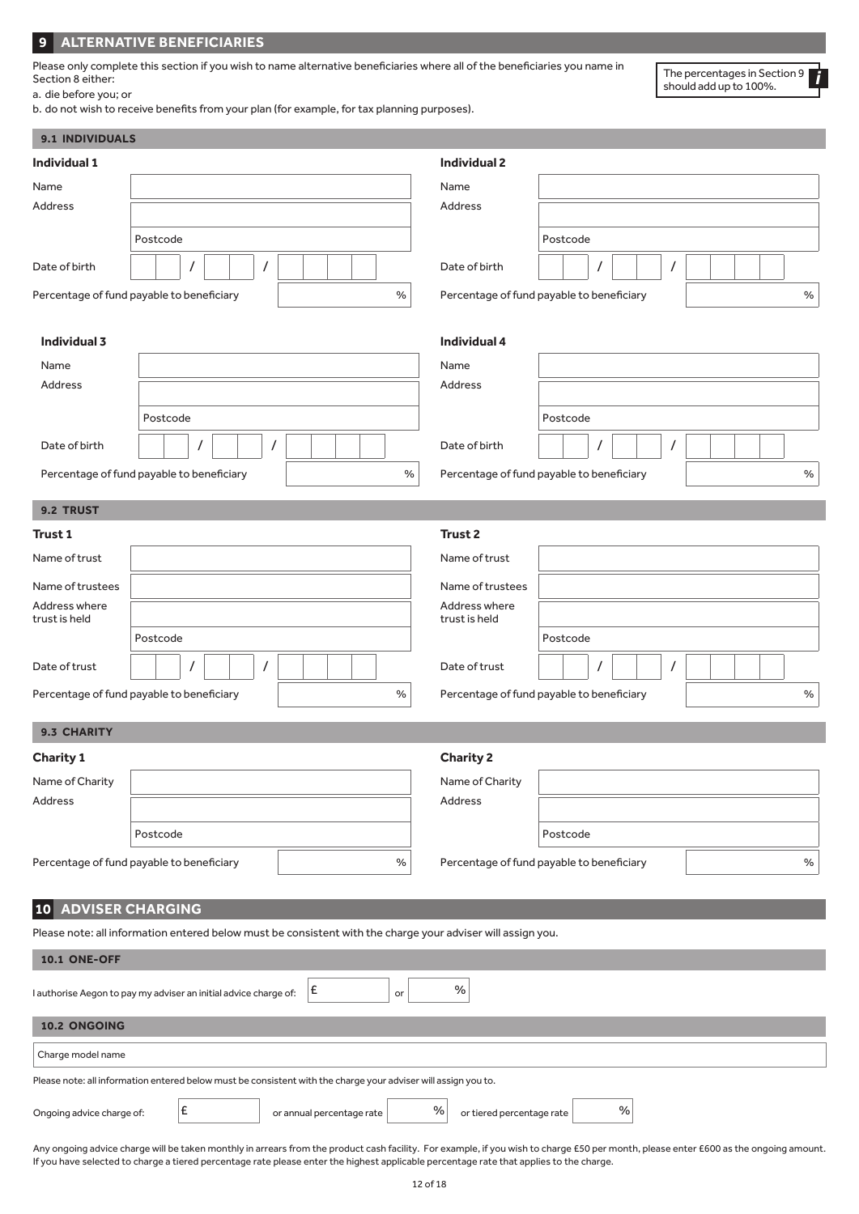## 9 ALTERNATIVE BENEFICIARIES

Please only complete this section if you wish to name alternative beneficiaries where all of the beneficiaries you name in Section 8 either:

a. die before you; or

b. do not wish to receive benefits from your plan (for example, for tax planning purposes).

*i* The percentages in Section 9 should add up to 100%.

### 9.1 INDIVIDUALS

**Individual 1**

Name

Address

Postcode

Date of birth ___ / ___ / ______

Percentage of fund payable to beneficiary ______ %

**Individual 2**

Name

Address

Postcode

Date of birth ___ / ___ / ______

Percentage of fund payable to beneficiary ______ %

**Individual 3**

Name

Address

Postcode

Date of birth ___ / ___ / ______

Percentage of fund payable to beneficiary ______ %

**Individual 4**

Name

Address

Postcode

Date of birth ___ / ___ / ______

Percentage of fund payable to beneficiary ______ %

### 9.2 TRUST

**Trust 1**

Name of trust

Name of trustees

Address where trust is held

Postcode

Date of trust ___ / ___ / ______

Percentage of fund payable to beneficiary ______ %

**Trust 2**

Name of trust

Name of trustees

Address where trust is held

Postcode

Date of trust ___ / ___ / ______

Percentage of fund payable to beneficiary ______ %

### 9.3 CHARITY

**Charity 1**

Name of Charity

Address

Postcode

Percentage of fund payable to beneficiary ______ %

**Charity 2**

Name of Charity

Address

Postcode

Percentage of fund payable to beneficiary ______ %

## 10 ADVISER CHARGING

Please note: all information entered below must be consistent with the charge your adviser will assign you.

### 10.1 ONE-OFF

I authorise Aegon to pay my adviser an initial advice charge of: £ ______ or ______ %

### 10.2 ONGOING

Charge model name

Please note: all information entered below must be consistent with the charge your adviser will assign you to.

Ongoing advice charge of: £ ______ or annual percentage rate ______ % or tiered percentage rate ______ %

Any ongoing advice charge will be taken monthly in arrears from the product cash facility. For example, if you wish to charge £50 per month, please enter £600 as the ongoing amount. If you have selected to charge a tiered percentage rate please enter the highest applicable percentage rate that applies to the charge.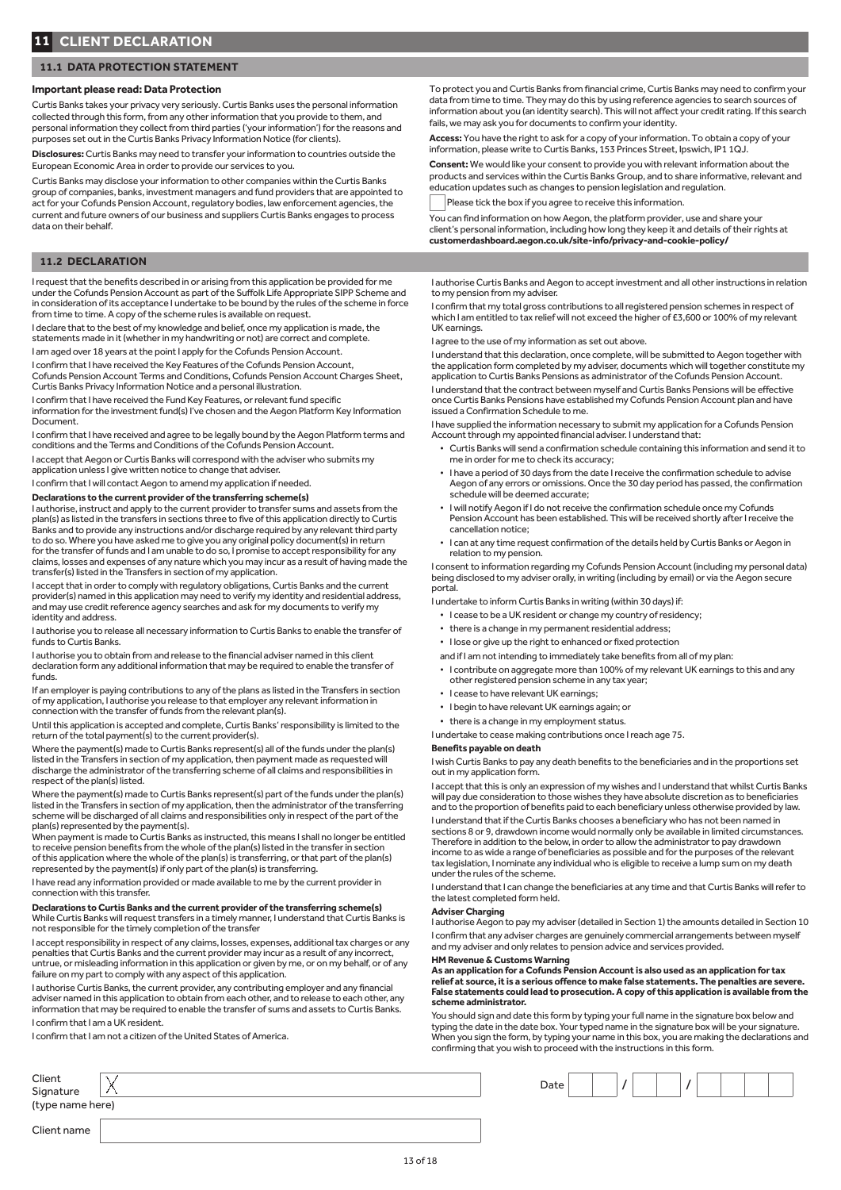## 11 CLIENT DECLARATION

### 11.1 DATA PROTECTION STATEMENT

**Important please read: Data Protection**

Curtis Banks takes your privacy very seriously. Curtis Banks uses the personal information collected through this form, from any other information that you provide to them, and personal information they collect from third parties ('your information') for the reasons and purposes set out in the Curtis Banks Privacy Information Notice (for clients).

**Disclosures:** Curtis Banks may need to transfer your information to countries outside the European Economic Area in order to provide our services to you.

Curtis Banks may disclose your information to other companies within the Curtis Banks group of companies, banks, investment managers and fund providers that are appointed to act for your Cofunds Pension Account, regulatory bodies, law enforcement agencies, the current and future owners of our business and suppliers Curtis Banks engages to process data on their behalf.

To protect you and Curtis Banks from financial crime, Curtis Banks may need to confirm your data from time to time. They may do this by using reference agencies to search sources of information about you (an identity search). This will not affect your credit rating. If this search fails, we may ask you for documents to confirm your identity.

**Access:** You have the right to ask for a copy of your information. To obtain a copy of your information, please write to Curtis Banks, 153 Princes Street, Ipswich, IP1 1QJ.

**Consent:** We would like your consent to provide you with relevant information about the products and services within the Curtis Banks Group, and to share informative, relevant and education updates such as changes to pension legislation and regulation.

☐ Please tick the box if you agree to receive this information.

You can find information on how Aegon, the platform provider, use and share your client's personal information, including how long they keep it and details of their rights at **customerdashboard.aegon.co.uk/site-info/privacy-and-cookie-policy/**

### 11.2 DECLARATION

I request that the benefits described in or arising from this application be provided for me under the Cofunds Pension Account as part of the Suffolk Life Appropriate SIPP Scheme and in consideration of its acceptance I undertake to be bound by the rules of the scheme in force from time to time. A copy of the scheme rules is available on request.

I declare that to the best of my knowledge and belief, once my application is made, the statements made in it (whether in my handwriting or not) are correct and complete.

I am aged over 18 years at the point I apply for the Cofunds Pension Account.

I confirm that I have received the Key Features of the Cofunds Pension Account, Cofunds Pension Account Terms and Conditions, Cofunds Pension Account Charges Sheet, Curtis Banks Privacy Information Notice and a personal illustration.

I confirm that I have received the Fund Key Features, or relevant fund specific information for the investment fund(s) I've chosen and the Aegon Platform Key Information Document.

I confirm that I have received and agree to be legally bound by the Aegon Platform terms and conditions and the Terms and Conditions of the Cofunds Pension Account.

I accept that Aegon or Curtis Banks will correspond with the adviser who submits my application unless I give written notice to change that adviser.

I confirm that I will contact Aegon to amend my application if needed.

**Declarations to the current provider of the transferring scheme(s)**

I authorise, instruct and apply to the current provider to transfer sums and assets from the plan(s) as listed in the transfers in sections three to five of this application directly to Curtis Banks and to provide any instructions and/or discharge required by any relevant third party to do so. Where you have asked me to give you any original policy document(s) in return for the transfer of funds and I am unable to do so, I promise to accept responsibility for any claims, losses and expenses of any nature which you may incur as a result of having made the transfer(s) listed in the Transfers in section of my application.

I accept that in order to comply with regulatory obligations, Curtis Banks and the current provider(s) named in this application may need to verify my identity and residential address, and may use credit reference agency searches and ask for my documents to verify my identity and address.

I authorise you to release all necessary information to Curtis Banks to enable the transfer of funds to Curtis Banks.

I authorise you to obtain from and release to the financial adviser named in this client declaration form any additional information that may be required to enable the transfer of funds.

If an employer is paying contributions to any of the plans as listed in the Transfers in section of my application, I authorise you release to that employer any relevant information in connection with the transfer of funds from the relevant plan(s).

Until this application is accepted and complete, Curtis Banks' responsibility is limited to the return of the total payment(s) to the current provider(s).

Where the payment(s) made to Curtis Banks represent(s) all of the funds under the plan(s) listed in the Transfers in section of my application, then payment made as requested will discharge the administrator of the transferring scheme of all claims and responsibilities in respect of the plan(s) listed.

Where the payment(s) made to Curtis Banks represent(s) part of the funds under the plan(s) listed in the Transfers in section of my application, then the administrator of the transferring scheme will be discharged of all claims and responsibilities only in respect of the part of the plan(s) represented by the payment(s).

When payment is made to Curtis Banks as instructed, this means I shall no longer be entitled to receive pension benefits from the whole of the plan(s) listed in the transfer in section of this application where the whole of the plan(s) is transferring, or that part of the plan(s) represented by the payment(s) if only part of the plan(s) is transferring.

I have read any information provided or made available to me by the current provider in connection with this transfer.

**Declarations to Curtis Banks and the current provider of the transferring scheme(s)**

While Curtis Banks will request transfers in a timely manner, I understand that Curtis Banks is not responsible for the timely completion of the transfer

I accept responsibility in respect of any claims, losses, expenses, additional tax charges or any penalties that Curtis Banks and the current provider may incur as a result of any incorrect, untrue, or misleading information in this application or given by me, or on my behalf, or of any failure on my part to comply with any aspect of this application.

I authorise Curtis Banks, the current provider, any contributing employer and any financial adviser named in this application to obtain from each other, and to release to each other, any information that may be required to enable the transfer of sums and assets to Curtis Banks.

I confirm that I am a UK resident.

I confirm that I am not a citizen of the United States of America.

I authorise Curtis Banks and Aegon to accept investment and all other instructions in relation to my pension from my adviser.

I confirm that my total gross contributions to all registered pension schemes in respect of which I am entitled to tax relief will not exceed the higher of £3,600 or 100% of my relevant UK earnings.

I agree to the use of my information as set out above.

I understand that this declaration, once complete, will be submitted to Aegon together with the application form completed by my adviser, documents which will together constitute my application to Curtis Banks Pensions as administrator of the Cofunds Pension Account.

I understand that the contract between myself and Curtis Banks Pensions will be effective once Curtis Banks Pensions have established my Cofunds Pension Account plan and have issued a Confirmation Schedule to me.

I have supplied the information necessary to submit my application for a Cofunds Pension Account through my appointed financial adviser. I understand that:

- Curtis Banks will send a confirmation schedule containing this information and send it to me in order for me to check its accuracy;
- I have a period of 30 days from the date I receive the confirmation schedule to advise Aegon of any errors or omissions. Once the 30 day period has passed, the confirmation schedule will be deemed accurate;
- I will notify Aegon if I do not receive the confirmation schedule once my Cofunds Pension Account has been established. This will be received shortly after I receive the cancellation notice;
- I can at any time request confirmation of the details held by Curtis Banks or Aegon in relation to my pension.

I consent to information regarding my Cofunds Pension Account (including my personal data) being disclosed to my adviser orally, in writing (including by email) or via the Aegon secure portal.

I undertake to inform Curtis Banks in writing (within 30 days) if:

- I cease to be a UK resident or change my country of residency;
- there is a change in my permanent residential address;
- I lose or give up the right to enhanced or fixed protection

and if I am not intending to immediately take benefits from all of my plan:

- I contribute on aggregate more than 100% of my relevant UK earnings to this and any other registered pension scheme in any tax year;
- I cease to have relevant UK earnings;
- I begin to have relevant UK earnings again; or
- there is a change in my employment status.

I undertake to cease making contributions once I reach age 75.

**Benefits payable on death**

I wish Curtis Banks to pay any death benefits to the beneficiaries and in the proportions set out in my application form.

I accept that this is only an expression of my wishes and I understand that whilst Curtis Banks will pay due consideration to those wishes they have absolute discretion as to beneficiaries and to the proportion of benefits paid to each beneficiary unless otherwise provided by law.

I understand that if the Curtis Banks chooses a beneficiary who has not been named in sections 8 or 9, drawdown income would normally only be available in limited circumstances. Therefore in addition to the below, in order to allow the administrator to pay drawdown income to as wide a range of beneficiaries as possible and for the purposes of the relevant tax legislation, I nominate any individual who is eligible to receive a lump sum on my death under the rules of the scheme.

I understand that I can change the beneficiaries at any time and that Curtis Banks will refer to the latest completed form held.

**Adviser Charging**

I authorise Aegon to pay my adviser (detailed in Section 1) the amounts detailed in Section 10

I confirm that any adviser charges are genuinely commercial arrangements between myself and my adviser and only relates to pension advice and services provided.

**HM Revenue & Customs Warning**

**As an application for a Cofunds Pension Account is also used as an application for tax relief at source, it is a serious offence to make false statements. The penalties are severe. False statements could lead to prosecution. A copy of this application is available from the scheme administrator.**

You should sign and date this form by typing your full name in the signature box below and typing the date in the date box. Your typed name in the signature box will be your signature. When you sign the form, by typing your name in this box, you are making the declarations and confirming that you wish to proceed with the instructions in this form.

Client Signature (type name here) X ______________________

Date __ __ / __ __ / __ __ __ __

Client name ______________________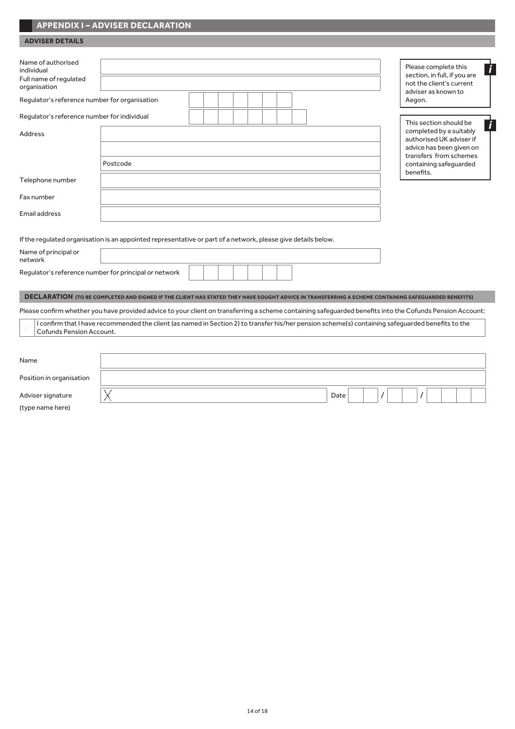# APPENDIX I – ADVISER DECLARATION

## ADVISER DETAILS

> *i* Please complete this section, in full, if you are not the client's current adviser as known to Aegon.

> *i* This section should be completed by a suitably authorised UK adviser if advice has been given on transfers from schemes containing safeguarded benefits.

Name of authorised individual: ______________________

Full name of regulated organisation: ______________________

Regulator's reference number for organisation: | | | | | | | |

Regulator's reference number for individual: | | | | | | | | |

Address: ______________________

______________________

Postcode: ______________________

Telephone number: ______________________

Fax number: ______________________

Email address: ______________________

If the regulated organisation is an appointed representative or part of a network, please give details below.

Name of principal or network: ______________________

Regulator's reference number for principal or network: | | | | | | | |

## DECLARATION (TO BE COMPLETED AND SIGNED IF THE CLIENT HAS STATED THEY HAVE SOUGHT ADVICE IN TRANSFERRING A SCHEME CONTAINING SAFEGUARDED BENEFITS)

Please confirm whether you have provided advice to your client on transferring a scheme containing safeguarded benefits into the Cofunds Pension Account:

☐ I confirm that I have recommended the client (as named in Section 2) to transfer his/her pension scheme(s) containing safeguarded benefits to the Cofunds Pension Account.

Name: ______________________

Position in organisation: ______________________

Adviser signature (type name here): X ______________________ Date: _ _ / _ _ / _ _ _ _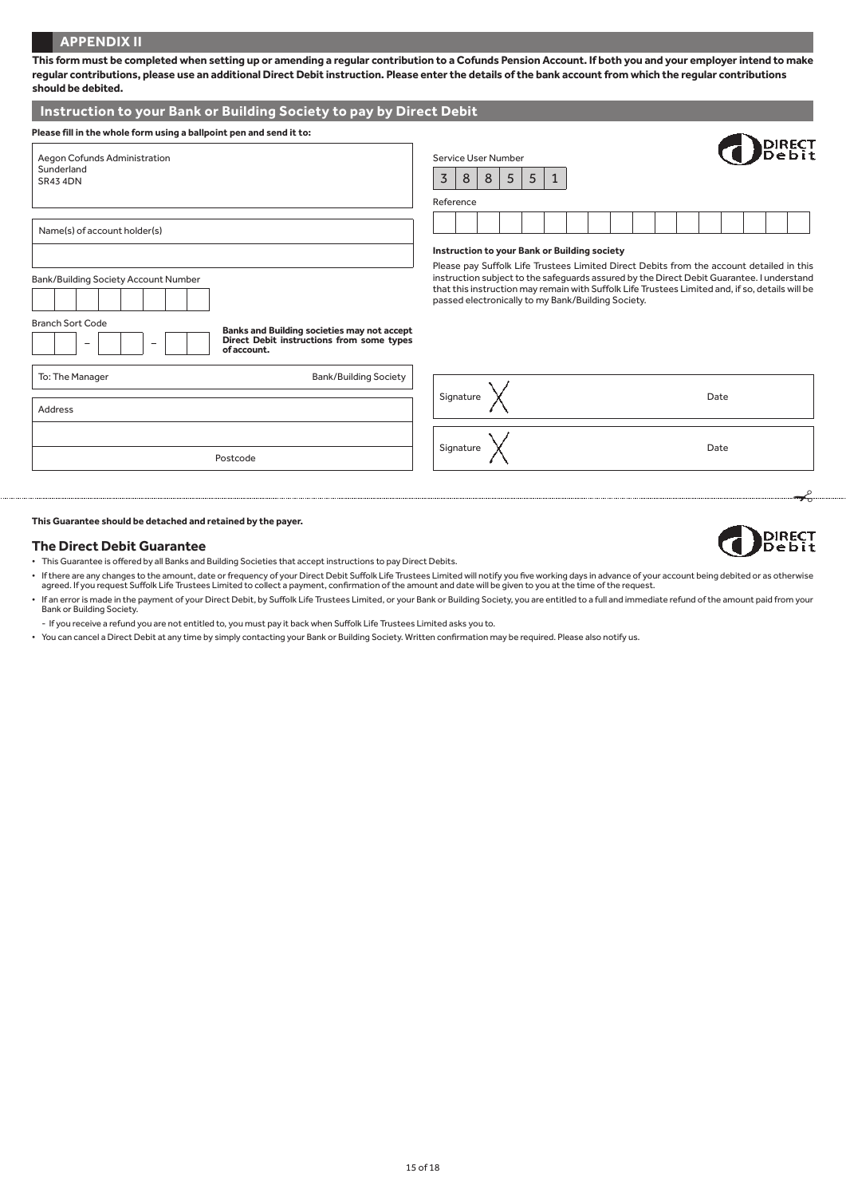## APPENDIX II

**This form must be completed when setting up or amending a regular contribution to a Cofunds Pension Account. If both you and your employer intend to make regular contributions, please use an additional Direct Debit instruction. Please enter the details of the bank account from which the regular contributions should be debited.**

## Instruction to your Bank or Building Society to pay by Direct Debit

**Please fill in the whole form using a ballpoint pen and send it to:**

Aegon Cofunds Administration
Sunderland
SR43 4DN

Name(s) of account holder(s)

Bank/Building Society Account Number

| | | | | | | | |
|---|---|---|---|---|---|---|---|
| | | | | | | | |

Branch Sort Code

| | | – | | | – | | |
|---|---|---|---|---|---|---|---|

**Banks and Building societies may not accept Direct Debit instructions from some types of account.**

To: The Manager Bank/Building Society

Address

Postcode

Service User Number

| 3 | 8 | 8 | 5 | 5 | 1 |
|---|---|---|---|---|---|

Reference

| | | | | | | | | | | | | | | | | | |
|---|---|---|---|---|---|---|---|---|---|---|---|---|---|---|---|---|---|

**Instruction to your Bank or Building society**

Please pay Suffolk Life Trustees Limited Direct Debits from the account detailed in this instruction subject to the safeguards assured by the Direct Debit Guarantee. I understand that this instruction may remain with Suffolk Life Trustees Limited and, if so, details will be passed electronically to my Bank/Building Society.

Signature Date

Signature Date

---

**This Guarantee should be detached and retained by the payer.**

### The Direct Debit Guarantee

- This Guarantee is offered by all Banks and Building Societies that accept instructions to pay Direct Debits.
- If there are any changes to the amount, date or frequency of your Direct Debit Suffolk Life Trustees Limited will notify you five working days in advance of your account being debited or as otherwise agreed. If you request Suffolk Life Trustees Limited to collect a payment, confirmation of the amount and date will be given to you at the time of the request.
- If an error is made in the payment of your Direct Debit, by Suffolk Life Trustees Limited, or your Bank or Building Society, you are entitled to a full and immediate refund of the amount paid from your Bank or Building Society.
  - If you receive a refund you are not entitled to, you must pay it back when Suffolk Life Trustees Limited asks you to.
- You can cancel a Direct Debit at any time by simply contacting your Bank or Building Society. Written confirmation may be required. Please also notify us.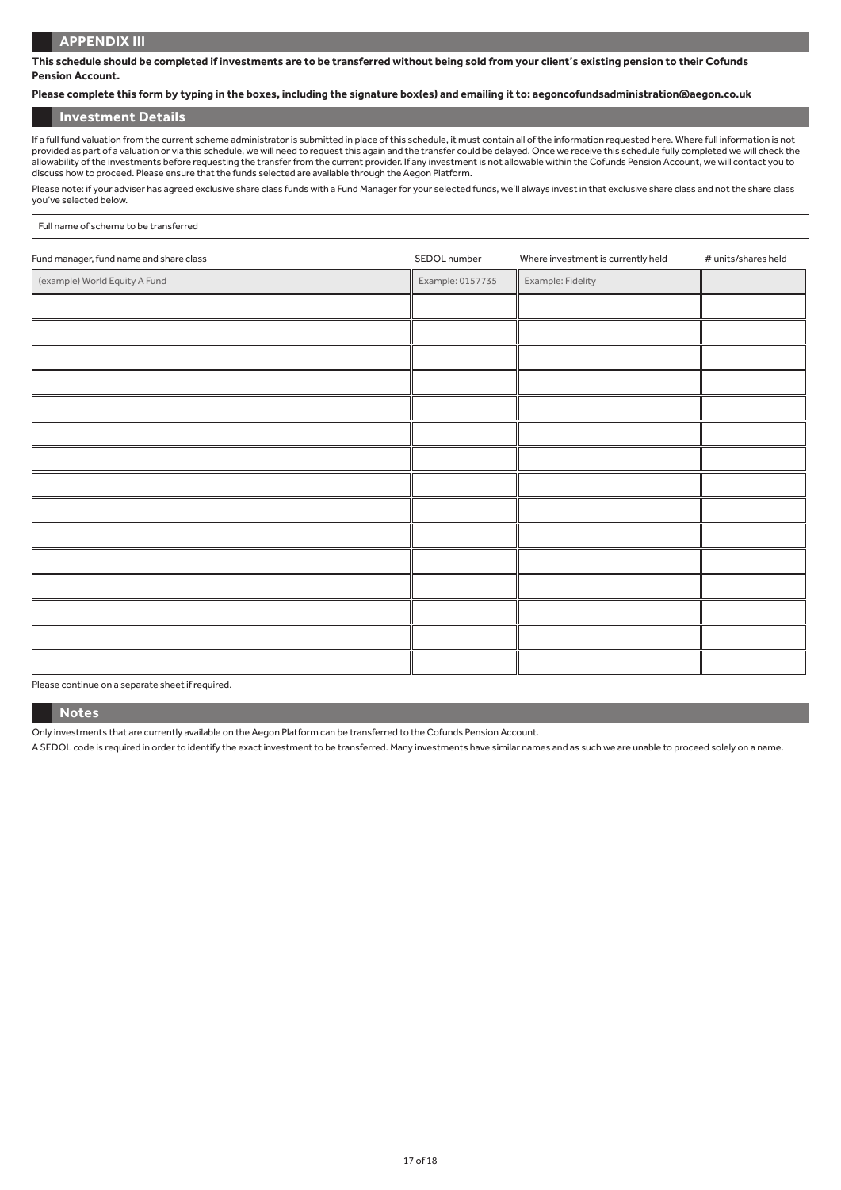## APPENDIX III

**This schedule should be completed if investments are to be transferred without being sold from your client's existing pension to their Cofunds Pension Account.**

**Please complete this form by typing in the boxes, including the signature box(es) and emailing it to: aegoncofundsadministration@aegon.co.uk**

## Investment Details

If a full fund valuation from the current scheme administrator is submitted in place of this schedule, it must contain all of the information requested here. Where full information is not provided as part of a valuation or via this schedule, we will need to request this again and the transfer could be delayed. Once we receive this schedule fully completed we will check the allowability of the investments before requesting the transfer from the current provider. If any investment is not allowable within the Cofunds Pension Account, we will contact you to discuss how to proceed. Please ensure that the funds selected are available through the Aegon Platform.

Please note: if your adviser has agreed exclusive share class funds with a Fund Manager for your selected funds, we'll always invest in that exclusive share class and not the share class you've selected below.

Full name of scheme to be transferred

| Fund manager, fund name and share class | SEDOL number | Where investment is currently held | # units/shares held |
|---|---|---|---|
| (example) World Equity A Fund | Example: 0157735 | Example: Fidelity | |
| | | | |
| | | | |
| | | | |
| | | | |
| | | | |
| | | | |
| | | | |
| | | | |
| | | | |
| | | | |
| | | | |
| | | | |
| | | | |
| | | | |
| | | | |

Please continue on a separate sheet if required.

## Notes

Only investments that are currently available on the Aegon Platform can be transferred to the Cofunds Pension Account.

A SEDOL code is required in order to identify the exact investment to be transferred. Many investments have similar names and as such we are unable to proceed solely on a name.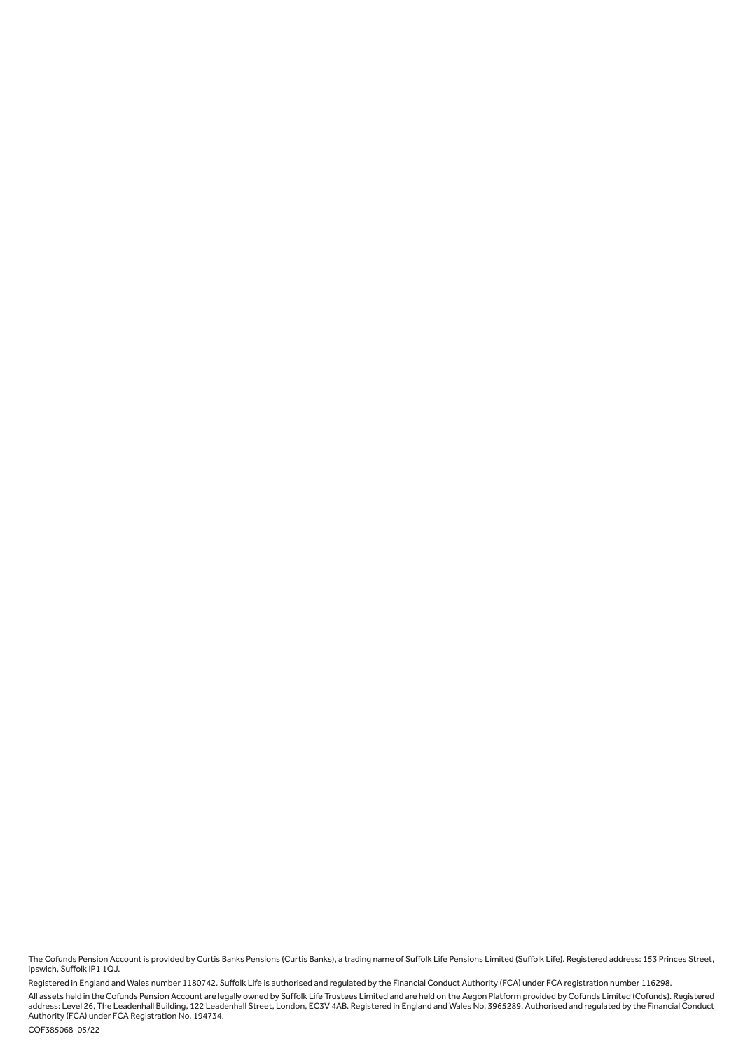The Cofunds Pension Account is provided by Curtis Banks Pensions (Curtis Banks), a trading name of Suffolk Life Pensions Limited (Suffolk Life). Registered address: 153 Princes Street, Ipswich, Suffolk IP1 1QJ.

Registered in England and Wales number 1180742. Suffolk Life is authorised and regulated by the Financial Conduct Authority (FCA) under FCA registration number 116298.

All assets held in the Cofunds Pension Account are legally owned by Suffolk Life Trustees Limited and are held on the Aegon Platform provided by Cofunds Limited (Cofunds). Registered address: Level 26, The Leadenhall Building, 122 Leadenhall Street, London, EC3V 4AB. Registered in England and Wales No. 3965289. Authorised and regulated by the Financial Conduct Authority (FCA) under FCA Registration No. 194734.

COF385068 05/22